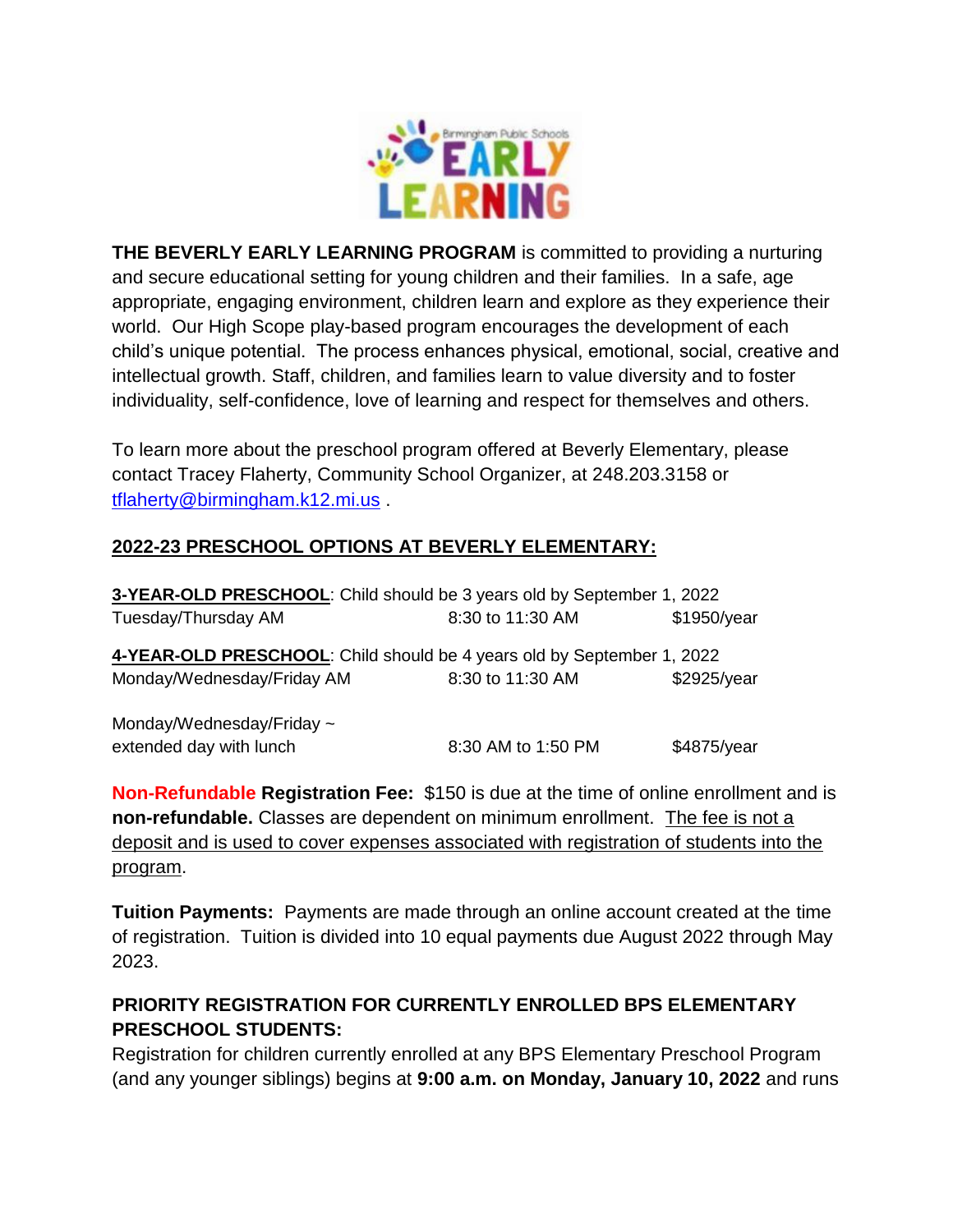**THE BEVERLY EARLY LEARNING PROGRAM** is committed to providing a nurturing and secure educational setting for young children and their families. In a safe, age appropriate, engaging environment, children learn and explore as they experience their world. Our High Scope play-based program encourages the development of each child's unique potential. The process enhances physical, emotional, social, creative and intellectual growth. Staff, children, and families learn to value diversity and to foster individuality, self-confidence, love of learning and respect for themselves and others.

To learn more about the preschool program offered at Beverly Elementary, please contact Tracey Flaherty, Community School Organizer, at 248.203.3158 or tflaherty@birmingham.k12.mi.us .

## 2022-23 PRESCHOOL OPTIONS AT BEVERLY ELEMENTARY:

**3-YEAR-OLD PRESCHOOL**: Child should be 3 years old by September 1, 2022

| | | |
|---|---|---|
| Tuesday/Thursday AM | 8:30 to 11:30 AM | $1950/year |

**4-YEAR-OLD PRESCHOOL**: Child should be 4 years old by September 1, 2022

| | | |
|---|---|---|
| Monday/Wednesday/Friday AM | 8:30 to 11:30 AM | $2925/year |
| Monday/Wednesday/Friday ~ extended day with lunch | 8:30 AM to 1:50 PM | $4875/year |

**Non-Refundable Registration Fee:** $150 is due at the time of online enrollment and is **non-refundable.** Classes are dependent on minimum enrollment. The fee is not a deposit and is used to cover expenses associated with registration of students into the program.

**Tuition Payments:** Payments are made through an online account created at the time of registration. Tuition is divided into 10 equal payments due August 2022 through May 2023.

**PRIORITY REGISTRATION FOR CURRENTLY ENROLLED BPS ELEMENTARY PRESCHOOL STUDENTS:**

Registration for children currently enrolled at any BPS Elementary Preschool Program (and any younger siblings) begins at **9:00 a.m. on Monday, January 10, 2022** and runs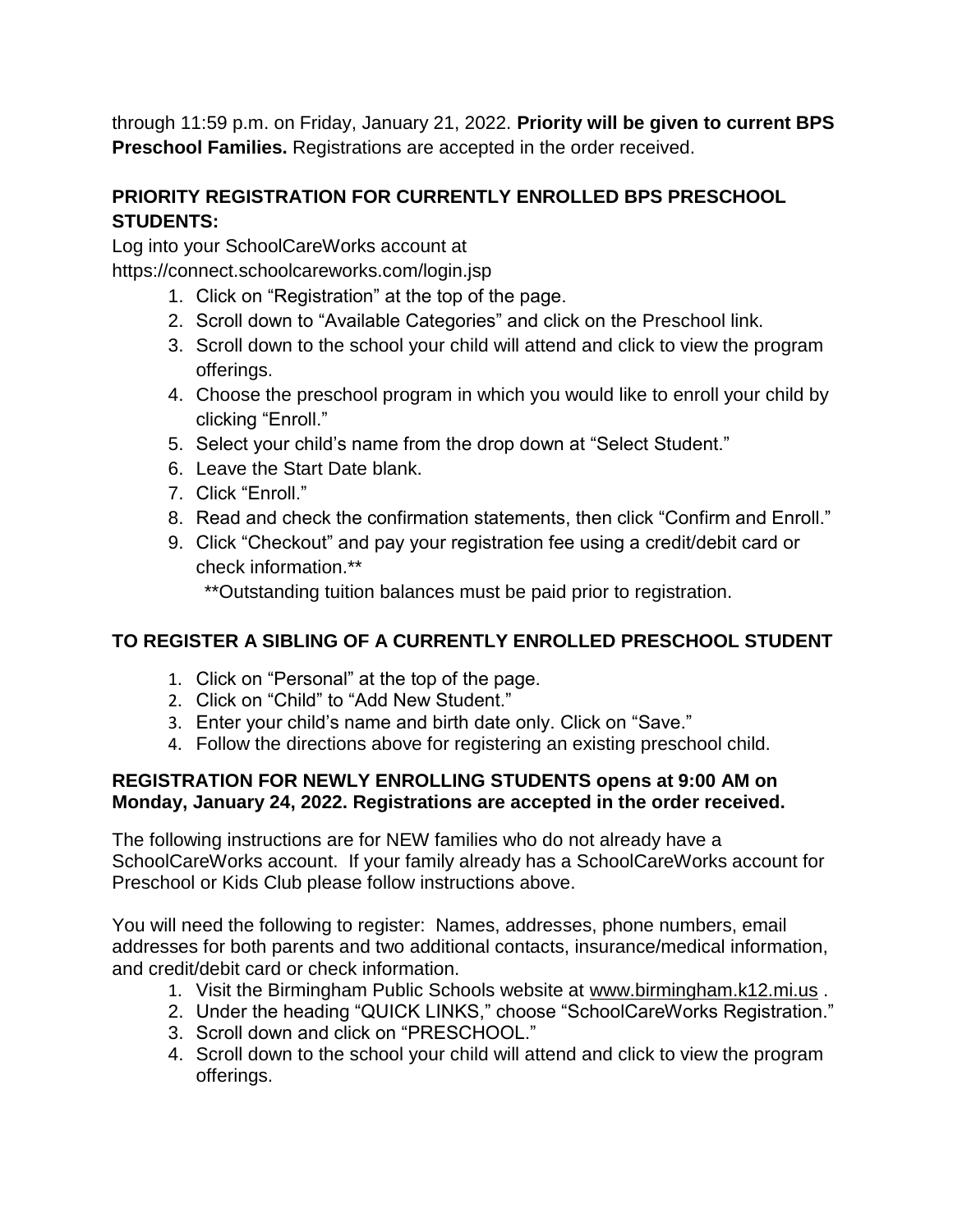through 11:59 p.m. on Friday, January 21, 2022. **Priority will be given to current BPS Preschool Families.** Registrations are accepted in the order received.

## PRIORITY REGISTRATION FOR CURRENTLY ENROLLED BPS PRESCHOOL STUDENTS:

Log into your SchoolCareWorks account at https://connect.schoolcareworks.com/login.jsp

1. Click on "Registration" at the top of the page.
2. Scroll down to "Available Categories" and click on the Preschool link.
3. Scroll down to the school your child will attend and click to view the program offerings.
4. Choose the preschool program in which you would like to enroll your child by clicking "Enroll."
5. Select your child's name from the drop down at "Select Student."
6. Leave the Start Date blank.
7. Click "Enroll."
8. Read and check the confirmation statements, then click "Confirm and Enroll."
9. Click "Checkout" and pay your registration fee using a credit/debit card or check information.**

   **Outstanding tuition balances must be paid prior to registration.

## TO REGISTER A SIBLING OF A CURRENTLY ENROLLED PRESCHOOL STUDENT

1. Click on "Personal" at the top of the page.
2. Click on "Child" to "Add New Student."
3. Enter your child's name and birth date only. Click on "Save."
4. Follow the directions above for registering an existing preschool child.

**REGISTRATION FOR NEWLY ENROLLING STUDENTS opens at 9:00 AM on Monday, January 24, 2022. Registrations are accepted in the order received.**

The following instructions are for NEW families who do not already have a SchoolCareWorks account. If your family already has a SchoolCareWorks account for Preschool or Kids Club please follow instructions above.

You will need the following to register: Names, addresses, phone numbers, email addresses for both parents and two additional contacts, insurance/medical information, and credit/debit card or check information.

1. Visit the Birmingham Public Schools website at www.birmingham.k12.mi.us .
2. Under the heading "QUICK LINKS," choose "SchoolCareWorks Registration."
3. Scroll down and click on "PRESCHOOL."
4. Scroll down to the school your child will attend and click to view the program offerings.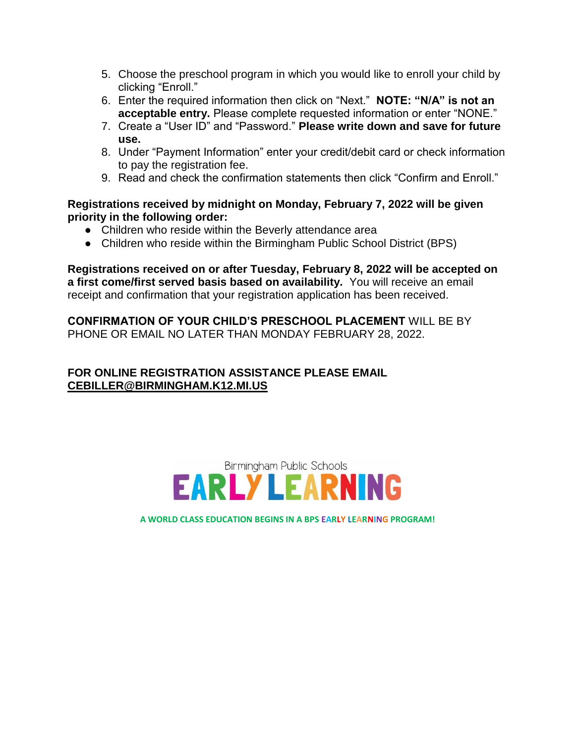5. Choose the preschool program in which you would like to enroll your child by clicking "Enroll."
6. Enter the required information then click on "Next." **NOTE: "N/A" is not an acceptable entry.** Please complete requested information or enter "NONE."
7. Create a "User ID" and "Password." **Please write down and save for future use.**
8. Under "Payment Information" enter your credit/debit card or check information to pay the registration fee.
9. Read and check the confirmation statements then click "Confirm and Enroll."

**Registrations received by midnight on Monday, February 7, 2022 will be given priority in the following order:**

- Children who reside within the Beverly attendance area
- Children who reside within the Birmingham Public School District (BPS)

**Registrations received on or after Tuesday, February 8, 2022 will be accepted on a first come/first served basis based on availability.** You will receive an email receipt and confirmation that your registration application has been received.

**CONFIRMATION OF YOUR CHILD'S PRESCHOOL PLACEMENT** WILL BE BY PHONE OR EMAIL NO LATER THAN MONDAY FEBRUARY 28, 2022.

**FOR ONLINE REGISTRATION ASSISTANCE PLEASE EMAIL CEBILLER@BIRMINGHAM.K12.MI.US**

Birmingham Public Schools

EARLY LEARNING

**A WORLD CLASS EDUCATION BEGINS IN A BPS EARLY LEARNING PROGRAM!**